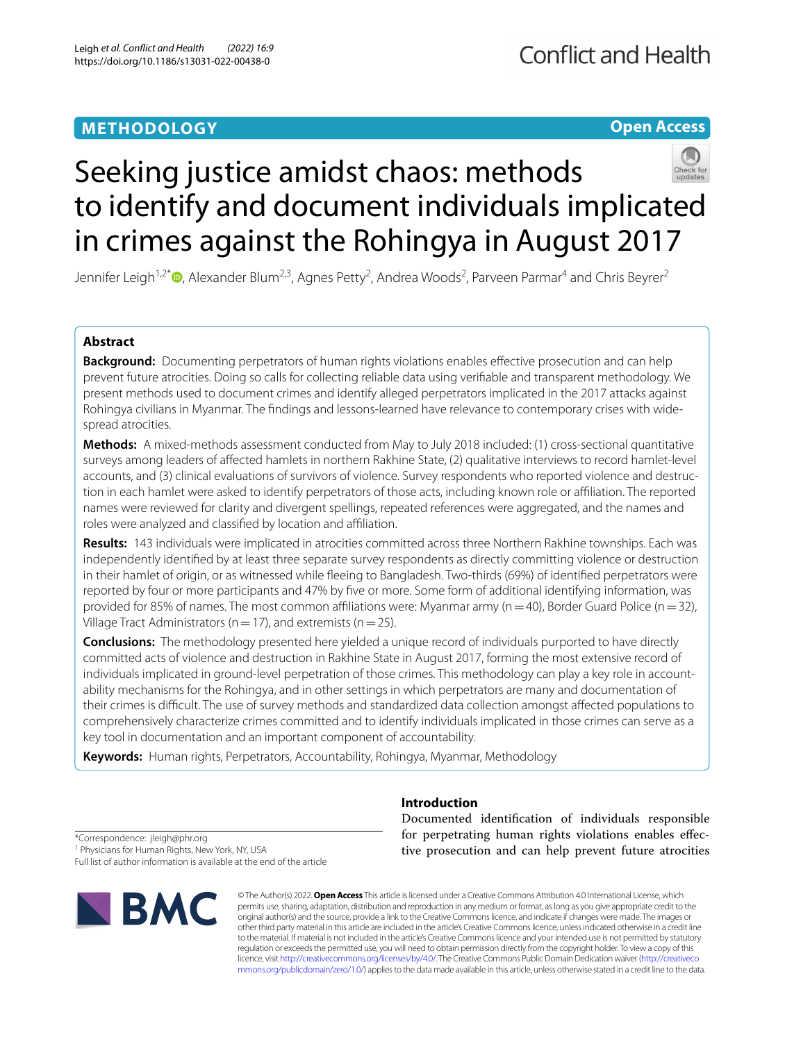METHODOLOGY

Open Access

# Seeking justice amidst chaos: methods to identify and document individuals implicated in crimes against the Rohingya in August 2017

Jennifer Leigh[1,2*], Alexander Blum[2,3], Agnes Petty[2], Andrea Woods[2], Parveen Parmar[4] and Chris Beyrer[2]

## Abstract

**Background:** Documenting perpetrators of human rights violations enables effective prosecution and can help prevent future atrocities. Doing so calls for collecting reliable data using verifiable and transparent methodology. We present methods used to document crimes and identify alleged perpetrators implicated in the 2017 attacks against Rohingya civilians in Myanmar. The findings and lessons-learned have relevance to contemporary crises with widespread atrocities.

**Methods:** A mixed-methods assessment conducted from May to July 2018 included: (1) cross-sectional quantitative surveys among leaders of affected hamlets in northern Rakhine State, (2) qualitative interviews to record hamlet-level accounts, and (3) clinical evaluations of survivors of violence. Survey respondents who reported violence and destruction in each hamlet were asked to identify perpetrators of those acts, including known role or affiliation. The reported names were reviewed for clarity and divergent spellings, repeated references were aggregated, and the names and roles were analyzed and classified by location and affiliation.

**Results:** 143 individuals were implicated in atrocities committed across three Northern Rakhine townships. Each was independently identified by at least three separate survey respondents as directly committing violence or destruction in their hamlet of origin, or as witnessed while fleeing to Bangladesh. Two-thirds (69%) of identified perpetrators were reported by four or more participants and 47% by five or more. Some form of additional identifying information, was provided for 85% of names. The most common affiliations were: Myanmar army (n = 40), Border Guard Police (n = 32), Village Tract Administrators (n = 17), and extremists (n = 25).

**Conclusions:** The methodology presented here yielded a unique record of individuals purported to have directly committed acts of violence and destruction in Rakhine State in August 2017, forming the most extensive record of individuals implicated in ground-level perpetration of those crimes. This methodology can play a key role in accountability mechanisms for the Rohingya, and in other settings in which perpetrators are many and documentation of their crimes is difficult. The use of survey methods and standardized data collection amongst affected populations to comprehensively characterize crimes committed and to identify individuals implicated in those crimes can serve as a key tool in documentation and an important component of accountability.

**Keywords:** Human rights, Perpetrators, Accountability, Rohingya, Myanmar, Methodology

*Correspondence: jleigh@phr.org
[1] Physicians for Human Rights, New York, NY, USA
Full list of author information is available at the end of the article

## Introduction

Documented identification of individuals responsible for perpetrating human rights violations enables effective prosecution and can help prevent future atrocities

© The Author(s) 2022. **Open Access** This article is licensed under a Creative Commons Attribution 4.0 International License, which permits use, sharing, adaptation, distribution and reproduction in any medium or format, as long as you give appropriate credit to the original author(s) and the source, provide a link to the Creative Commons licence, and indicate if changes were made. The images or other third party material in this article are included in the article's Creative Commons licence, unless indicated otherwise in a credit line to the material. If material is not included in the article's Creative Commons licence and your intended use is not permitted by statutory regulation or exceeds the permitted use, you will need to obtain permission directly from the copyright holder. To view a copy of this licence, visit http://creativecommons.org/licenses/by/4.0/. The Creative Commons Public Domain Dedication waiver (http://creativecommons.org/publicdomain/zero/1.0/) applies to the data made available in this article, unless otherwise stated in a credit line to the data.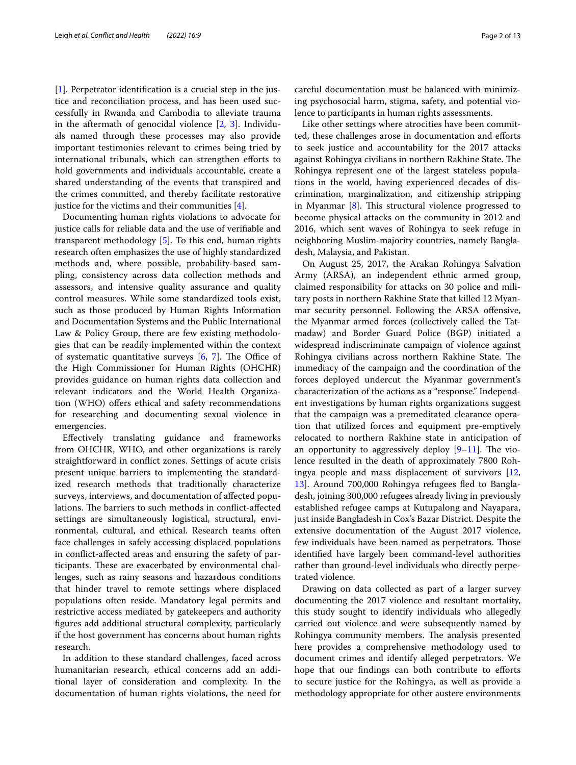[1]. Perpetrator identification is a crucial step in the justice and reconciliation process, and has been used successfully in Rwanda and Cambodia to alleviate trauma in the aftermath of genocidal violence [2, 3]. Individuals named through these processes may also provide important testimonies relevant to crimes being tried by international tribunals, which can strengthen efforts to hold governments and individuals accountable, create a shared understanding of the events that transpired and the crimes committed, and thereby facilitate restorative justice for the victims and their communities [4].

Documenting human rights violations to advocate for justice calls for reliable data and the use of verifiable and transparent methodology [5]. To this end, human rights research often emphasizes the use of highly standardized methods and, where possible, probability-based sampling, consistency across data collection methods and assessors, and intensive quality assurance and quality control measures. While some standardized tools exist, such as those produced by Human Rights Information and Documentation Systems and the Public International Law & Policy Group, there are few existing methodologies that can be readily implemented within the context of systematic quantitative surveys [6, 7]. The Office of the High Commissioner for Human Rights (OHCHR) provides guidance on human rights data collection and relevant indicators and the World Health Organization (WHO) offers ethical and safety recommendations for researching and documenting sexual violence in emergencies.

Effectively translating guidance and frameworks from OHCHR, WHO, and other organizations is rarely straightforward in conflict zones. Settings of acute crisis present unique barriers to implementing the standardized research methods that traditionally characterize surveys, interviews, and documentation of affected populations. The barriers to such methods in conflict-affected settings are simultaneously logistical, structural, environmental, cultural, and ethical. Research teams often face challenges in safely accessing displaced populations in conflict-affected areas and ensuring the safety of participants. These are exacerbated by environmental challenges, such as rainy seasons and hazardous conditions that hinder travel to remote settings where displaced populations often reside. Mandatory legal permits and restrictive access mediated by gatekeepers and authority figures add additional structural complexity, particularly if the host government has concerns about human rights research.

In addition to these standard challenges, faced across humanitarian research, ethical concerns add an additional layer of consideration and complexity. In the documentation of human rights violations, the need for careful documentation must be balanced with minimizing psychosocial harm, stigma, safety, and potential violence to participants in human rights assessments.

Like other settings where atrocities have been committed, these challenges arose in documentation and efforts to seek justice and accountability for the 2017 attacks against Rohingya civilians in northern Rakhine State. The Rohingya represent one of the largest stateless populations in the world, having experienced decades of discrimination, marginalization, and citizenship stripping in Myanmar [8]. This structural violence progressed to become physical attacks on the community in 2012 and 2016, which sent waves of Rohingya to seek refuge in neighboring Muslim-majority countries, namely Bangladesh, Malaysia, and Pakistan.

On August 25, 2017, the Arakan Rohingya Salvation Army (ARSA), an independent ethnic armed group, claimed responsibility for attacks on 30 police and military posts in northern Rakhine State that killed 12 Myanmar security personnel. Following the ARSA offensive, the Myanmar armed forces (collectively called the Tatmadaw) and Border Guard Police (BGP) initiated a widespread indiscriminate campaign of violence against Rohingya civilians across northern Rakhine State. The immediacy of the campaign and the coordination of the forces deployed undercut the Myanmar government's characterization of the actions as a "response." Independent investigations by human rights organizations suggest that the campaign was a premeditated clearance operation that utilized forces and equipment pre-emptively relocated to northern Rakhine state in anticipation of an opportunity to aggressively deploy [9–11]. The violence resulted in the death of approximately 7800 Rohingya people and mass displacement of survivors [12, 13]. Around 700,000 Rohingya refugees fled to Bangladesh, joining 300,000 refugees already living in previously established refugee camps at Kutupalong and Nayapara, just inside Bangladesh in Cox's Bazar District. Despite the extensive documentation of the August 2017 violence, few individuals have been named as perpetrators. Those identified have largely been command-level authorities rather than ground-level individuals who directly perpetrated violence.

Drawing on data collected as part of a larger survey documenting the 2017 violence and resultant mortality, this study sought to identify individuals who allegedly carried out violence and were subsequently named by Rohingya community members. The analysis presented here provides a comprehensive methodology used to document crimes and identify alleged perpetrators. We hope that our findings can both contribute to efforts to secure justice for the Rohingya, as well as provide a methodology appropriate for other austere environments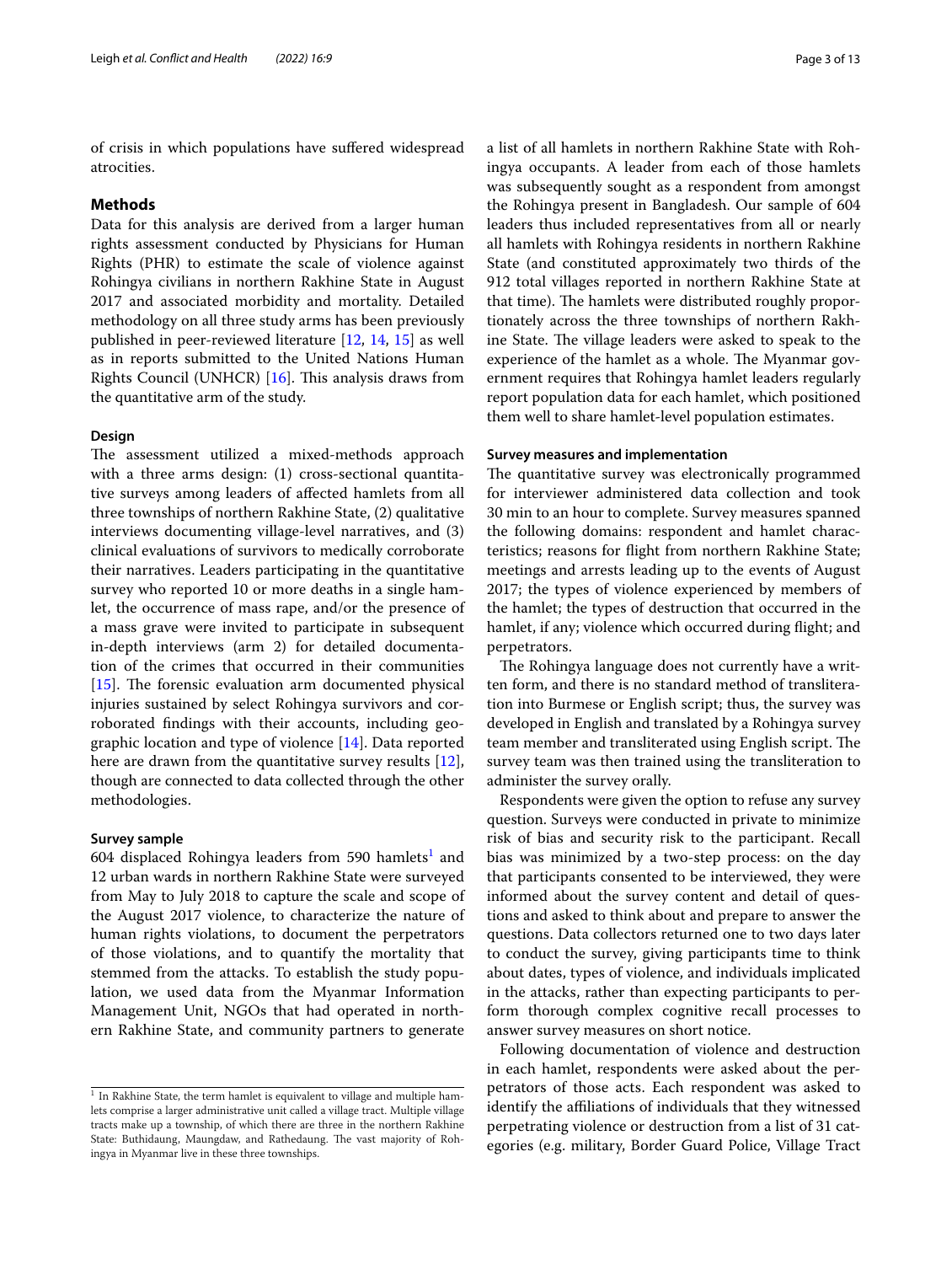of crisis in which populations have suffered widespread atrocities.

## Methods

Data for this analysis are derived from a larger human rights assessment conducted by Physicians for Human Rights (PHR) to estimate the scale of violence against Rohingya civilians in northern Rakhine State in August 2017 and associated morbidity and mortality. Detailed methodology on all three study arms has been previously published in peer-reviewed literature [12, 14, 15] as well as in reports submitted to the United Nations Human Rights Council (UNHCR) [16]. This analysis draws from the quantitative arm of the study.

### Design

The assessment utilized a mixed-methods approach with a three arms design: (1) cross-sectional quantitative surveys among leaders of affected hamlets from all three townships of northern Rakhine State, (2) qualitative interviews documenting village-level narratives, and (3) clinical evaluations of survivors to medically corroborate their narratives. Leaders participating in the quantitative survey who reported 10 or more deaths in a single hamlet, the occurrence of mass rape, and/or the presence of a mass grave were invited to participate in subsequent in-depth interviews (arm 2) for detailed documentation of the crimes that occurred in their communities [15]. The forensic evaluation arm documented physical injuries sustained by select Rohingya survivors and corroborated findings with their accounts, including geographic location and type of violence [14]. Data reported here are drawn from the quantitative survey results [12], though are connected to data collected through the other methodologies.

### Survey sample

604 displaced Rohingya leaders from 590 hamlets[1] and 12 urban wards in northern Rakhine State were surveyed from May to July 2018 to capture the scale and scope of the August 2017 violence, to characterize the nature of human rights violations, to document the perpetrators of those violations, and to quantify the mortality that stemmed from the attacks. To establish the study population, we used data from the Myanmar Information Management Unit, NGOs that had operated in northern Rakhine State, and community partners to generate a list of all hamlets in northern Rakhine State with Rohingya occupants. A leader from each of those hamlets was subsequently sought as a respondent from amongst the Rohingya present in Bangladesh. Our sample of 604 leaders thus included representatives from all or nearly all hamlets with Rohingya residents in northern Rakhine State (and constituted approximately two thirds of the 912 total villages reported in northern Rakhine State at that time). The hamlets were distributed roughly proportionately across the three townships of northern Rakhine State. The village leaders were asked to speak to the experience of the hamlet as a whole. The Myanmar government requires that Rohingya hamlet leaders regularly report population data for each hamlet, which positioned them well to share hamlet-level population estimates.

### Survey measures and implementation

The quantitative survey was electronically programmed for interviewer administered data collection and took 30 min to an hour to complete. Survey measures spanned the following domains: respondent and hamlet characteristics; reasons for flight from northern Rakhine State; meetings and arrests leading up to the events of August 2017; the types of violence experienced by members of the hamlet; the types of destruction that occurred in the hamlet, if any; violence which occurred during flight; and perpetrators.

The Rohingya language does not currently have a written form, and there is no standard method of transliteration into Burmese or English script; thus, the survey was developed in English and translated by a Rohingya survey team member and transliterated using English script. The survey team was then trained using the transliteration to administer the survey orally.

Respondents were given the option to refuse any survey question. Surveys were conducted in private to minimize risk of bias and security risk to the participant. Recall bias was minimized by a two-step process: on the day that participants consented to be interviewed, they were informed about the survey content and detail of questions and asked to think about and prepare to answer the questions. Data collectors returned one to two days later to conduct the survey, giving participants time to think about dates, types of violence, and individuals implicated in the attacks, rather than expecting participants to perform thorough complex cognitive recall processes to answer survey measures on short notice.

Following documentation of violence and destruction in each hamlet, respondents were asked about the perpetrators of those acts. Each respondent was asked to identify the affiliations of individuals that they witnessed perpetrating violence or destruction from a list of 31 categories (e.g. military, Border Guard Police, Village Tract

[1] In Rakhine State, the term hamlet is equivalent to village and multiple hamlets comprise a larger administrative unit called a village tract. Multiple village tracts make up a township, of which there are three in the northern Rakhine State: Buthidaung, Maungdaw, and Rathedaung. The vast majority of Rohingya in Myanmar live in these three townships.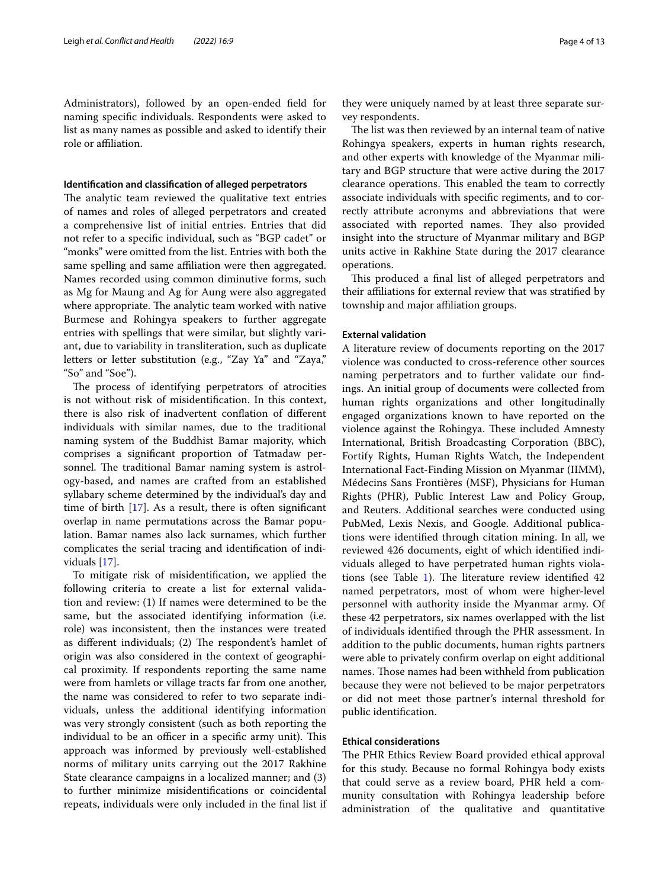Administrators), followed by an open-ended field for naming specific individuals. Respondents were asked to list as many names as possible and asked to identify their role or affiliation.

### Identification and classification of alleged perpetrators

The analytic team reviewed the qualitative text entries of names and roles of alleged perpetrators and created a comprehensive list of initial entries. Entries that did not refer to a specific individual, such as "BGP cadet" or "monks" were omitted from the list. Entries with both the same spelling and same affiliation were then aggregated. Names recorded using common diminutive forms, such as Mg for Maung and Ag for Aung were also aggregated where appropriate. The analytic team worked with native Burmese and Rohingya speakers to further aggregate entries with spellings that were similar, but slightly variant, due to variability in transliteration, such as duplicate letters or letter substitution (e.g., "Zay Ya" and "Zaya," "So" and "Soe").

The process of identifying perpetrators of atrocities is not without risk of misidentification. In this context, there is also risk of inadvertent conflation of different individuals with similar names, due to the traditional naming system of the Buddhist Bamar majority, which comprises a significant proportion of Tatmadaw personnel. The traditional Bamar naming system is astrology-based, and names are crafted from an established syllabary scheme determined by the individual's day and time of birth [17]. As a result, there is often significant overlap in name permutations across the Bamar population. Bamar names also lack surnames, which further complicates the serial tracing and identification of individuals [17].

To mitigate risk of misidentification, we applied the following criteria to create a list for external validation and review: (1) If names were determined to be the same, but the associated identifying information (i.e. role) was inconsistent, then the instances were treated as different individuals; (2) The respondent's hamlet of origin was also considered in the context of geographical proximity. If respondents reporting the same name were from hamlets or village tracts far from one another, the name was considered to refer to two separate individuals, unless the additional identifying information was very strongly consistent (such as both reporting the individual to be an officer in a specific army unit). This approach was informed by previously well-established norms of military units carrying out the 2017 Rakhine State clearance campaigns in a localized manner; and (3) to further minimize misidentifications or coincidental repeats, individuals were only included in the final list if they were uniquely named by at least three separate survey respondents.

The list was then reviewed by an internal team of native Rohingya speakers, experts in human rights research, and other experts with knowledge of the Myanmar military and BGP structure that were active during the 2017 clearance operations. This enabled the team to correctly associate individuals with specific regiments, and to correctly attribute acronyms and abbreviations that were associated with reported names. They also provided insight into the structure of Myanmar military and BGP units active in Rakhine State during the 2017 clearance operations.

This produced a final list of alleged perpetrators and their affiliations for external review that was stratified by township and major affiliation groups.

### External validation

A literature review of documents reporting on the 2017 violence was conducted to cross-reference other sources naming perpetrators and to further validate our findings. An initial group of documents were collected from human rights organizations and other longitudinally engaged organizations known to have reported on the violence against the Rohingya. These included Amnesty International, British Broadcasting Corporation (BBC), Fortify Rights, Human Rights Watch, the Independent International Fact-Finding Mission on Myanmar (IIMM), Médecins Sans Frontières (MSF), Physicians for Human Rights (PHR), Public Interest Law and Policy Group, and Reuters. Additional searches were conducted using PubMed, Lexis Nexis, and Google. Additional publications were identified through citation mining. In all, we reviewed 426 documents, eight of which identified individuals alleged to have perpetrated human rights violations (see Table 1). The literature review identified 42 named perpetrators, most of whom were higher-level personnel with authority inside the Myanmar army. Of these 42 perpetrators, six names overlapped with the list of individuals identified through the PHR assessment. In addition to the public documents, human rights partners were able to privately confirm overlap on eight additional names. Those names had been withheld from publication because they were not believed to be major perpetrators or did not meet those partner's internal threshold for public identification.

### Ethical considerations

The PHR Ethics Review Board provided ethical approval for this study. Because no formal Rohingya body exists that could serve as a review board, PHR held a community consultation with Rohingya leadership before administration of the qualitative and quantitative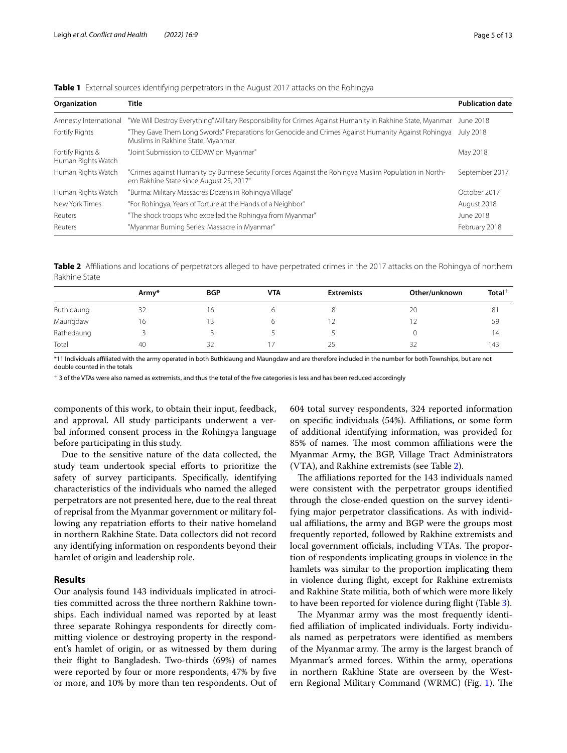**Table 1** External sources identifying perpetrators in the August 2017 attacks on the Rohingya

| Organization | Title | Publication date |
|---|---|---|
| Amnesty International | "We Will Destroy Everything" Military Responsibility for Crimes Against Humanity in Rakhine State, Myanmar | June 2018 |
| Fortify Rights | "They Gave Them Long Swords" Preparations for Genocide and Crimes Against Humanity Against Rohingya Muslims in Rakhine State, Myanmar | July 2018 |
| Fortify Rights & Human Rights Watch | "Joint Submission to CEDAW on Myanmar" | May 2018 |
| Human Rights Watch | "Crimes against Humanity by Burmese Security Forces Against the Rohingya Muslim Population in Northern Rakhine State since August 25, 2017" | September 2017 |
| Human Rights Watch | "Burma: Military Massacres Dozens in Rohingya Village" | October 2017 |
| New York Times | "For Rohingya, Years of Torture at the Hands of a Neighbor" | August 2018 |
| Reuters | "The shock troops who expelled the Rohingya from Myanmar" | June 2018 |
| Reuters | "Myanmar Burning Series: Massacre in Myanmar" | February 2018 |

**Table 2** Affiliations and locations of perpetrators alleged to have perpetrated crimes in the 2017 attacks on the Rohingya of northern Rakhine State

| | Army* | BGP | VTA | Extremists | Other/unknown | Total+ |
|---|---|---|---|---|---|---|
| Buthidaung | 32 | 16 | 6 | 8 | 20 | 81 |
| Maungdaw | 16 | 13 | 6 | 12 | 12 | 59 |
| Rathedaung | 3 | 3 | 5 | 5 | 0 | 14 |
| Total | 40 | 32 | 17 | 25 | 32 | 143 |

*11 Individuals affiliated with the army operated in both Buthidaung and Maungdaw and are therefore included in the number for both Townships, but are not double counted in the totals

+ 3 of the VTAs were also named as extremists, and thus the total of the five categories is less and has been reduced accordingly

components of this work, to obtain their input, feedback, and approval. All study participants underwent a verbal informed consent process in the Rohingya language before participating in this study.

Due to the sensitive nature of the data collected, the study team undertook special efforts to prioritize the safety of survey participants. Specifically, identifying characteristics of the individuals who named the alleged perpetrators are not presented here, due to the real threat of reprisal from the Myanmar government or military following any repatriation efforts to their native homeland in northern Rakhine State. Data collectors did not record any identifying information on respondents beyond their hamlet of origin and leadership role.

## Results

Our analysis found 143 individuals implicated in atrocities committed across the three northern Rakhine townships. Each individual named was reported by at least three separate Rohingya respondents for directly committing violence or destroying property in the respondent's hamlet of origin, or as witnessed by them during their flight to Bangladesh. Two-thirds (69%) of names were reported by four or more respondents, 47% by five or more, and 10% by more than ten respondents. Out of 604 total survey respondents, 324 reported information on specific individuals (54%). Affiliations, or some form of additional identifying information, was provided for 85% of names. The most common affiliations were the Myanmar Army, the BGP, Village Tract Administrators (VTA), and Rakhine extremists (see Table 2).

The affiliations reported for the 143 individuals named were consistent with the perpetrator groups identified through the close-ended question on the survey identifying major perpetrator classifications. As with individual affiliations, the army and BGP were the groups most frequently reported, followed by Rakhine extremists and local government officials, including VTAs. The proportion of respondents implicating groups in violence in the hamlets was similar to the proportion implicating them in violence during flight, except for Rakhine extremists and Rakhine State militia, both of which were more likely to have been reported for violence during flight (Table 3).

The Myanmar army was the most frequently identified affiliation of implicated individuals. Forty individuals named as perpetrators were identified as members of the Myanmar army. The army is the largest branch of Myanmar's armed forces. Within the army, operations in northern Rakhine State are overseen by the Western Regional Military Command (WRMC) (Fig. 1). The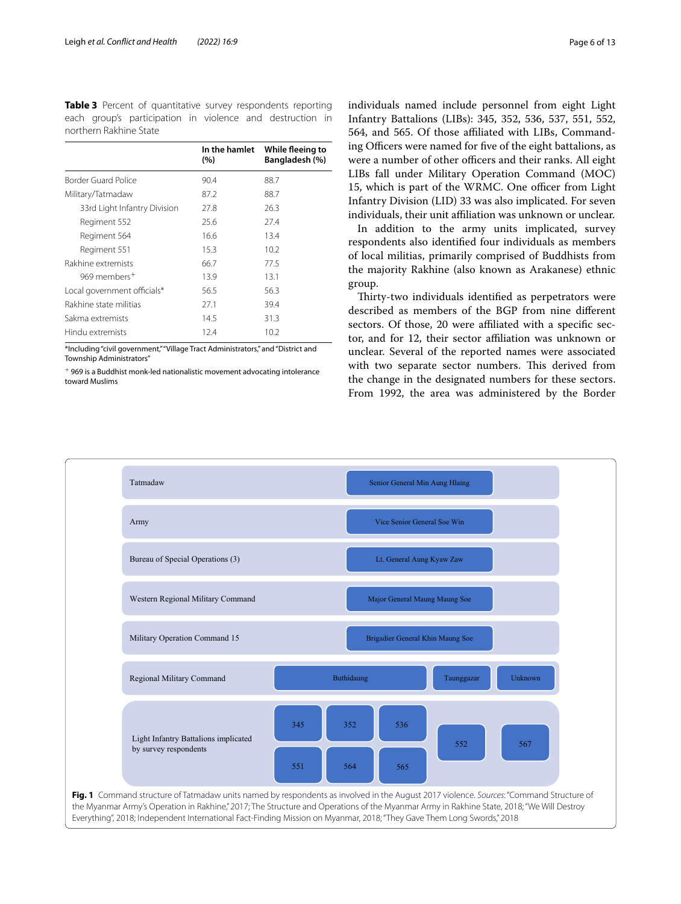**Table 3** Percent of quantitative survey respondents reporting each group's participation in violence and destruction in northern Rakhine State

| | In the hamlet (%) | While fleeing to Bangladesh (%) |
|---|---|---|
| Border Guard Police | 90.4 | 88.7 |
| Military/Tatmadaw | 87.2 | 88.7 |
| 33rd Light Infantry Division | 27.8 | 26.3 |
| Regiment 552 | 25.6 | 27.4 |
| Regiment 564 | 16.6 | 13.4 |
| Regiment 551 | 15.3 | 10.2 |
| Rakhine extremists | 66.7 | 77.5 |
| 969 members+ | 13.9 | 13.1 |
| Local government officials* | 56.5 | 56.3 |
| Rakhine state militias | 27.1 | 39.4 |
| Sakma extremists | 14.5 | 31.3 |
| Hindu extremists | 12.4 | 10.2 |

*Including "civil government," "Village Tract Administrators," and "District and Township Administrators"

+ 969 is a Buddhist monk-led nationalistic movement advocating intolerance toward Muslims

individuals named include personnel from eight Light Infantry Battalions (LIBs): 345, 352, 536, 537, 551, 552, 564, and 565. Of those affiliated with LIBs, Commanding Officers were named for five of the eight battalions, as were a number of other officers and their ranks. All eight LIBs fall under Military Operation Command (MOC) 15, which is part of the WRMC. One officer from Light Infantry Division (LID) 33 was also implicated. For seven individuals, their unit affiliation was unknown or unclear.

In addition to the army units implicated, survey respondents also identified four individuals as members of local militias, primarily comprised of Buddhists from the majority Rakhine (also known as Arakanese) ethnic group.

Thirty-two individuals identified as perpetrators were described as members of the BGP from nine different sectors. Of those, 20 were affiliated with a specific sector, and for 12, their sector affiliation was unknown or unclear. Several of the reported names were associated with two separate sector numbers. This derived from the change in the designated numbers for these sectors. From 1992, the area was administered by the Border

| Level | Commander / Unit |
|---|---|
| Tatmadaw | Senior General Min Aung Hlaing |
| Army | Vice Senior General Soe Win |
| Bureau of Special Operations (3) | Lt. General Aung Kyaw Zaw |
| Western Regional Military Command | Major General Maung Maung Soe |
| Military Operation Command 15 | Brigadier General Khin Maung Soe |
| Regional Military Command | Buthidaung; Taunggazar; Unknown |
| Light Infantry Battalions implicated by survey respondents | 345, 352, 536, 551, 564, 565; 552; 567 |

**Fig. 1** Command structure of Tatmadaw units named by respondents as involved in the August 2017 violence. *Sources*: "Command Structure of the Myanmar Army's Operation in Rakhine," 2017; The Structure and Operations of the Myanmar Army in Rakhine State, 2018; "We Will Destroy Everything", 2018; Independent International Fact-Finding Mission on Myanmar, 2018; "They Gave Them Long Swords," 2018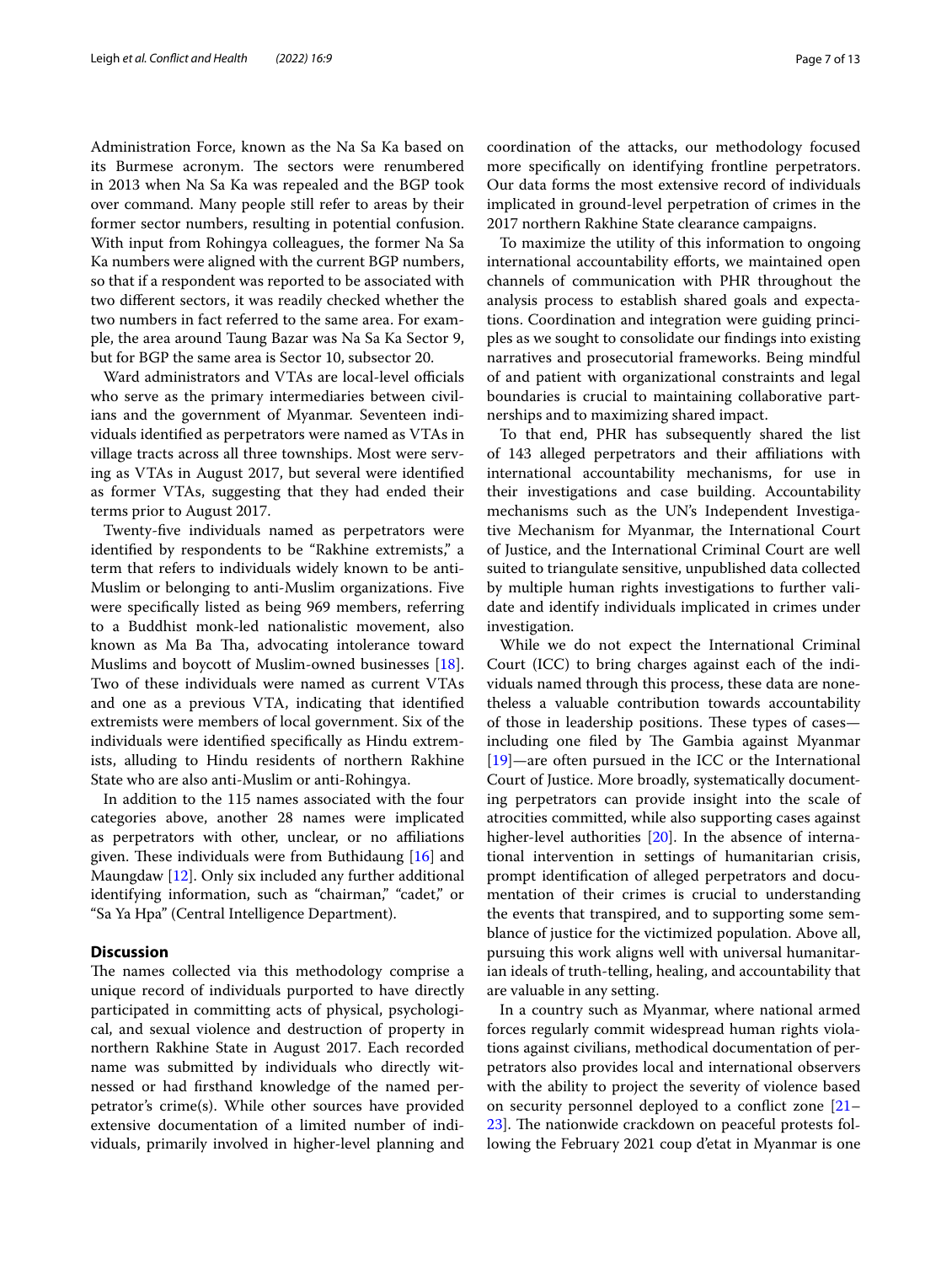Administration Force, known as the Na Sa Ka based on its Burmese acronym. The sectors were renumbered in 2013 when Na Sa Ka was repealed and the BGP took over command. Many people still refer to areas by their former sector numbers, resulting in potential confusion. With input from Rohingya colleagues, the former Na Sa Ka numbers were aligned with the current BGP numbers, so that if a respondent was reported to be associated with two different sectors, it was readily checked whether the two numbers in fact referred to the same area. For example, the area around Taung Bazar was Na Sa Ka Sector 9, but for BGP the same area is Sector 10, subsector 20.

Ward administrators and VTAs are local-level officials who serve as the primary intermediaries between civilians and the government of Myanmar. Seventeen individuals identified as perpetrators were named as VTAs in village tracts across all three townships. Most were serving as VTAs in August 2017, but several were identified as former VTAs, suggesting that they had ended their terms prior to August 2017.

Twenty-five individuals named as perpetrators were identified by respondents to be "Rakhine extremists," a term that refers to individuals widely known to be anti-Muslim or belonging to anti-Muslim organizations. Five were specifically listed as being 969 members, referring to a Buddhist monk-led nationalistic movement, also known as Ma Ba Tha, advocating intolerance toward Muslims and boycott of Muslim-owned businesses [18]. Two of these individuals were named as current VTAs and one as a previous VTA, indicating that identified extremists were members of local government. Six of the individuals were identified specifically as Hindu extremists, alluding to Hindu residents of northern Rakhine State who are also anti-Muslim or anti-Rohingya.

In addition to the 115 names associated with the four categories above, another 28 names were implicated as perpetrators with other, unclear, or no affiliations given. These individuals were from Buthidaung [16] and Maungdaw [12]. Only six included any further additional identifying information, such as "chairman," "cadet," or "Sa Ya Hpa" (Central Intelligence Department).

## Discussion

The names collected via this methodology comprise a unique record of individuals purported to have directly participated in committing acts of physical, psychological, and sexual violence and destruction of property in northern Rakhine State in August 2017. Each recorded name was submitted by individuals who directly witnessed or had firsthand knowledge of the named perpetrator's crime(s). While other sources have provided extensive documentation of a limited number of individuals, primarily involved in higher-level planning and coordination of the attacks, our methodology focused more specifically on identifying frontline perpetrators. Our data forms the most extensive record of individuals implicated in ground-level perpetration of crimes in the 2017 northern Rakhine State clearance campaigns.

To maximize the utility of this information to ongoing international accountability efforts, we maintained open channels of communication with PHR throughout the analysis process to establish shared goals and expectations. Coordination and integration were guiding principles as we sought to consolidate our findings into existing narratives and prosecutorial frameworks. Being mindful of and patient with organizational constraints and legal boundaries is crucial to maintaining collaborative partnerships and to maximizing shared impact.

To that end, PHR has subsequently shared the list of 143 alleged perpetrators and their affiliations with international accountability mechanisms, for use in their investigations and case building. Accountability mechanisms such as the UN's Independent Investigative Mechanism for Myanmar, the International Court of Justice, and the International Criminal Court are well suited to triangulate sensitive, unpublished data collected by multiple human rights investigations to further validate and identify individuals implicated in crimes under investigation.

While we do not expect the International Criminal Court (ICC) to bring charges against each of the individuals named through this process, these data are nonetheless a valuable contribution towards accountability of those in leadership positions. These types of cases—including one filed by The Gambia against Myanmar [19]—are often pursued in the ICC or the International Court of Justice. More broadly, systematically documenting perpetrators can provide insight into the scale of atrocities committed, while also supporting cases against higher-level authorities [20]. In the absence of international intervention in settings of humanitarian crisis, prompt identification of alleged perpetrators and documentation of their crimes is crucial to understanding the events that transpired, and to supporting some semblance of justice for the victimized population. Above all, pursuing this work aligns well with universal humanitarian ideals of truth-telling, healing, and accountability that are valuable in any setting.

In a country such as Myanmar, where national armed forces regularly commit widespread human rights violations against civilians, methodical documentation of perpetrators also provides local and international observers with the ability to project the severity of violence based on security personnel deployed to a conflict zone [21–23]. The nationwide crackdown on peaceful protests following the February 2021 coup d'etat in Myanmar is one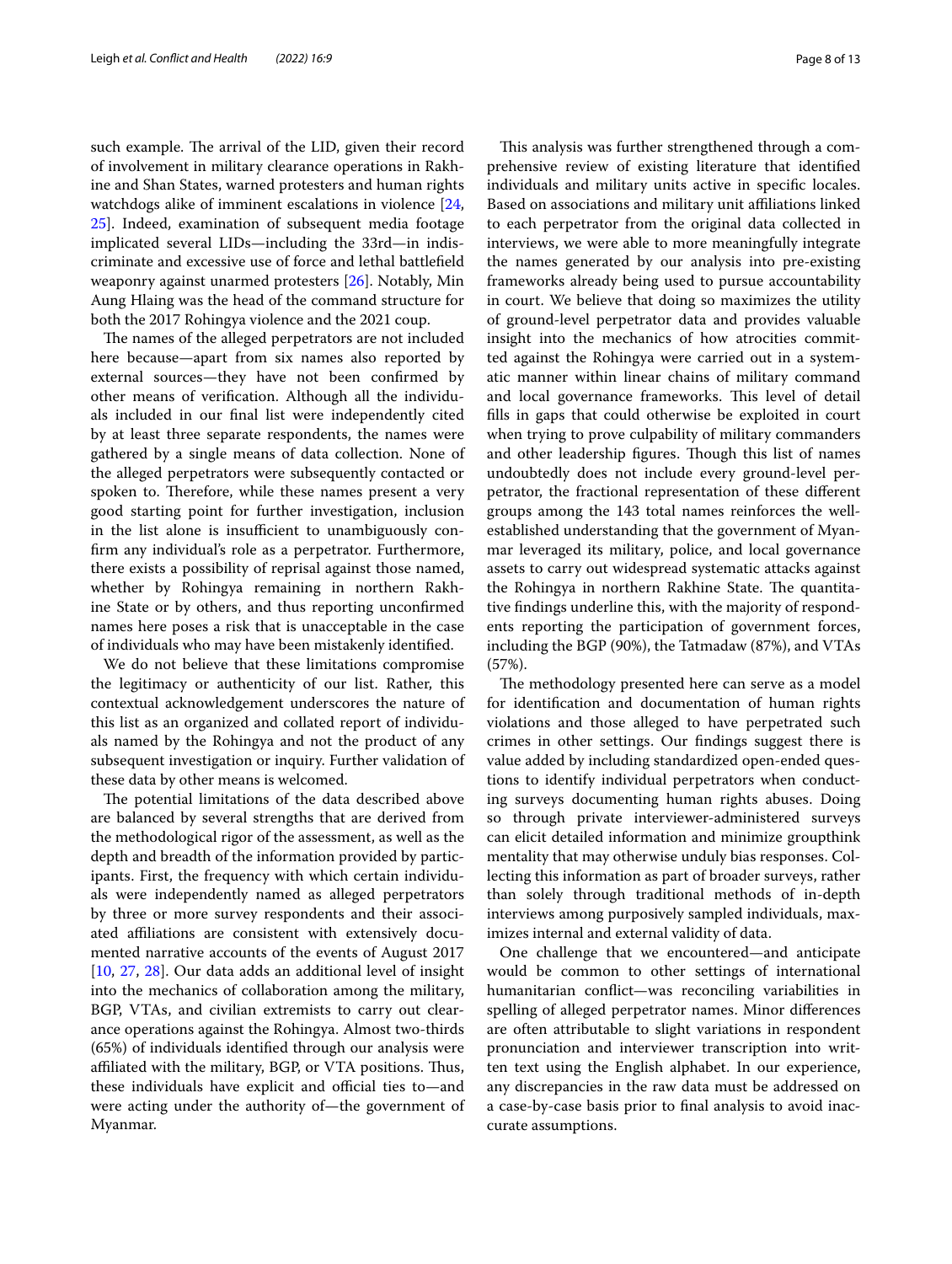such example. The arrival of the LID, given their record of involvement in military clearance operations in Rakhine and Shan States, warned protesters and human rights watchdogs alike of imminent escalations in violence [24, 25]. Indeed, examination of subsequent media footage implicated several LIDs—including the 33rd—in indiscriminate and excessive use of force and lethal battlefield weaponry against unarmed protesters [26]. Notably, Min Aung Hlaing was the head of the command structure for both the 2017 Rohingya violence and the 2021 coup.

The names of the alleged perpetrators are not included here because—apart from six names also reported by external sources—they have not been confirmed by other means of verification. Although all the individuals included in our final list were independently cited by at least three separate respondents, the names were gathered by a single means of data collection. None of the alleged perpetrators were subsequently contacted or spoken to. Therefore, while these names present a very good starting point for further investigation, inclusion in the list alone is insufficient to unambiguously confirm any individual's role as a perpetrator. Furthermore, there exists a possibility of reprisal against those named, whether by Rohingya remaining in northern Rakhine State or by others, and thus reporting unconfirmed names here poses a risk that is unacceptable in the case of individuals who may have been mistakenly identified.

We do not believe that these limitations compromise the legitimacy or authenticity of our list. Rather, this contextual acknowledgement underscores the nature of this list as an organized and collated report of individuals named by the Rohingya and not the product of any subsequent investigation or inquiry. Further validation of these data by other means is welcomed.

The potential limitations of the data described above are balanced by several strengths that are derived from the methodological rigor of the assessment, as well as the depth and breadth of the information provided by participants. First, the frequency with which certain individuals were independently named as alleged perpetrators by three or more survey respondents and their associated affiliations are consistent with extensively documented narrative accounts of the events of August 2017 [10, 27, 28]. Our data adds an additional level of insight into the mechanics of collaboration among the military, BGP, VTAs, and civilian extremists to carry out clearance operations against the Rohingya. Almost two-thirds (65%) of individuals identified through our analysis were affiliated with the military, BGP, or VTA positions. Thus, these individuals have explicit and official ties to—and were acting under the authority of—the government of Myanmar.

This analysis was further strengthened through a comprehensive review of existing literature that identified individuals and military units active in specific locales. Based on associations and military unit affiliations linked to each perpetrator from the original data collected in interviews, we were able to more meaningfully integrate the names generated by our analysis into pre-existing frameworks already being used to pursue accountability in court. We believe that doing so maximizes the utility of ground-level perpetrator data and provides valuable insight into the mechanics of how atrocities committed against the Rohingya were carried out in a systematic manner within linear chains of military command and local governance frameworks. This level of detail fills in gaps that could otherwise be exploited in court when trying to prove culpability of military commanders and other leadership figures. Though this list of names undoubtedly does not include every ground-level perpetrator, the fractional representation of these different groups among the 143 total names reinforces the well-established understanding that the government of Myanmar leveraged its military, police, and local governance assets to carry out widespread systematic attacks against the Rohingya in northern Rakhine State. The quantitative findings underline this, with the majority of respondents reporting the participation of government forces, including the BGP (90%), the Tatmadaw (87%), and VTAs (57%).

The methodology presented here can serve as a model for identification and documentation of human rights violations and those alleged to have perpetrated such crimes in other settings. Our findings suggest there is value added by including standardized open-ended questions to identify individual perpetrators when conducting surveys documenting human rights abuses. Doing so through private interviewer-administered surveys can elicit detailed information and minimize groupthink mentality that may otherwise unduly bias responses. Collecting this information as part of broader surveys, rather than solely through traditional methods of in-depth interviews among purposively sampled individuals, maximizes internal and external validity of data.

One challenge that we encountered—and anticipate would be common to other settings of international humanitarian conflict—was reconciling variabilities in spelling of alleged perpetrator names. Minor differences are often attributable to slight variations in respondent pronunciation and interviewer transcription into written text using the English alphabet. In our experience, any discrepancies in the raw data must be addressed on a case-by-case basis prior to final analysis to avoid inaccurate assumptions.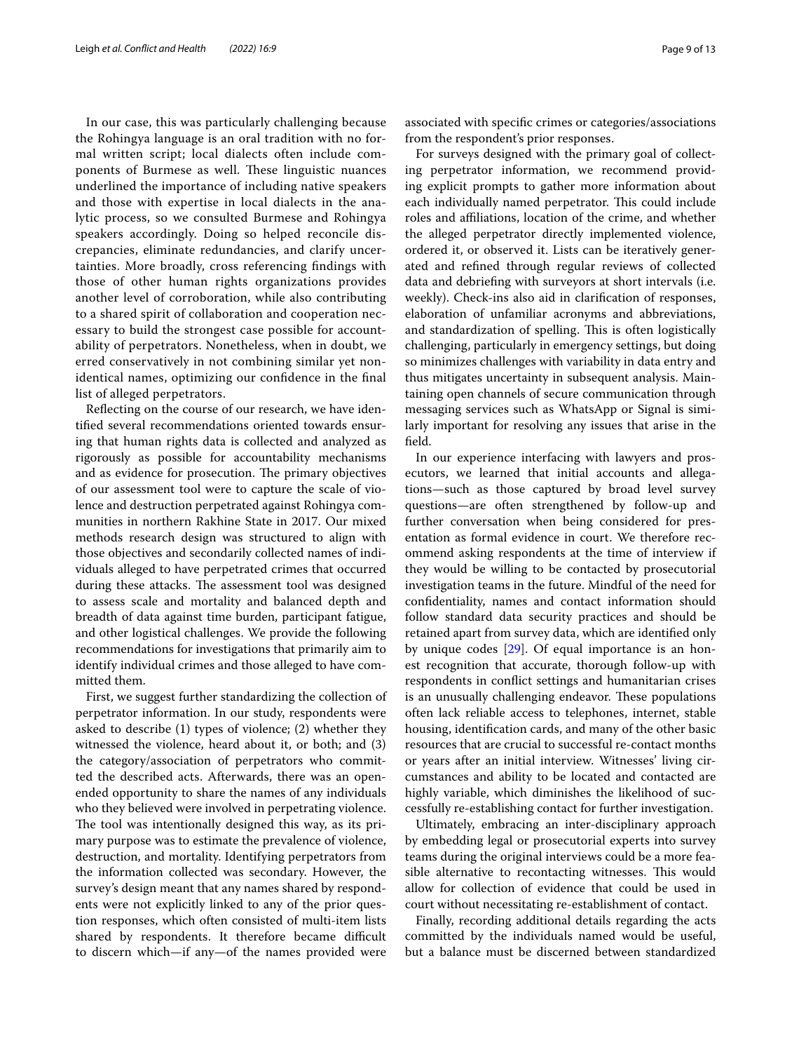In our case, this was particularly challenging because the Rohingya language is an oral tradition with no formal written script; local dialects often include components of Burmese as well. These linguistic nuances underlined the importance of including native speakers and those with expertise in local dialects in the analytic process, so we consulted Burmese and Rohingya speakers accordingly. Doing so helped reconcile discrepancies, eliminate redundancies, and clarify uncertainties. More broadly, cross referencing findings with those of other human rights organizations provides another level of corroboration, while also contributing to a shared spirit of collaboration and cooperation necessary to build the strongest case possible for accountability of perpetrators. Nonetheless, when in doubt, we erred conservatively in not combining similar yet non-identical names, optimizing our confidence in the final list of alleged perpetrators.

Reflecting on the course of our research, we have identified several recommendations oriented towards ensuring that human rights data is collected and analyzed as rigorously as possible for accountability mechanisms and as evidence for prosecution. The primary objectives of our assessment tool were to capture the scale of violence and destruction perpetrated against Rohingya communities in northern Rakhine State in 2017. Our mixed methods research design was structured to align with those objectives and secondarily collected names of individuals alleged to have perpetrated crimes that occurred during these attacks. The assessment tool was designed to assess scale and mortality and balanced depth and breadth of data against time burden, participant fatigue, and other logistical challenges. We provide the following recommendations for investigations that primarily aim to identify individual crimes and those alleged to have committed them.

First, we suggest further standardizing the collection of perpetrator information. In our study, respondents were asked to describe (1) types of violence; (2) whether they witnessed the violence, heard about it, or both; and (3) the category/association of perpetrators who committed the described acts. Afterwards, there was an open-ended opportunity to share the names of any individuals who they believed were involved in perpetrating violence. The tool was intentionally designed this way, as its primary purpose was to estimate the prevalence of violence, destruction, and mortality. Identifying perpetrators from the information collected was secondary. However, the survey's design meant that any names shared by respondents were not explicitly linked to any of the prior question responses, which often consisted of multi-item lists shared by respondents. It therefore became difficult to discern which—if any—of the names provided were associated with specific crimes or categories/associations from the respondent's prior responses.

For surveys designed with the primary goal of collecting perpetrator information, we recommend providing explicit prompts to gather more information about each individually named perpetrator. This could include roles and affiliations, location of the crime, and whether the alleged perpetrator directly implemented violence, ordered it, or observed it. Lists can be iteratively generated and refined through regular reviews of collected data and debriefing with surveyors at short intervals (i.e. weekly). Check-ins also aid in clarification of responses, elaboration of unfamiliar acronyms and abbreviations, and standardization of spelling. This is often logistically challenging, particularly in emergency settings, but doing so minimizes challenges with variability in data entry and thus mitigates uncertainty in subsequent analysis. Maintaining open channels of secure communication through messaging services such as WhatsApp or Signal is similarly important for resolving any issues that arise in the field.

In our experience interfacing with lawyers and prosecutors, we learned that initial accounts and allegations—such as those captured by broad level survey questions—are often strengthened by follow-up and further conversation when being considered for presentation as formal evidence in court. We therefore recommend asking respondents at the time of interview if they would be willing to be contacted by prosecutorial investigation teams in the future. Mindful of the need for confidentiality, names and contact information should follow standard data security practices and should be retained apart from survey data, which are identified only by unique codes [29]. Of equal importance is an honest recognition that accurate, thorough follow-up with respondents in conflict settings and humanitarian crises is an unusually challenging endeavor. These populations often lack reliable access to telephones, internet, stable housing, identification cards, and many of the other basic resources that are crucial to successful re-contact months or years after an initial interview. Witnesses' living circumstances and ability to be located and contacted are highly variable, which diminishes the likelihood of successfully re-establishing contact for further investigation.

Ultimately, embracing an inter-disciplinary approach by embedding legal or prosecutorial experts into survey teams during the original interviews could be a more feasible alternative to recontacting witnesses. This would allow for collection of evidence that could be used in court without necessitating re-establishment of contact.

Finally, recording additional details regarding the acts committed by the individuals named would be useful, but a balance must be discerned between standardized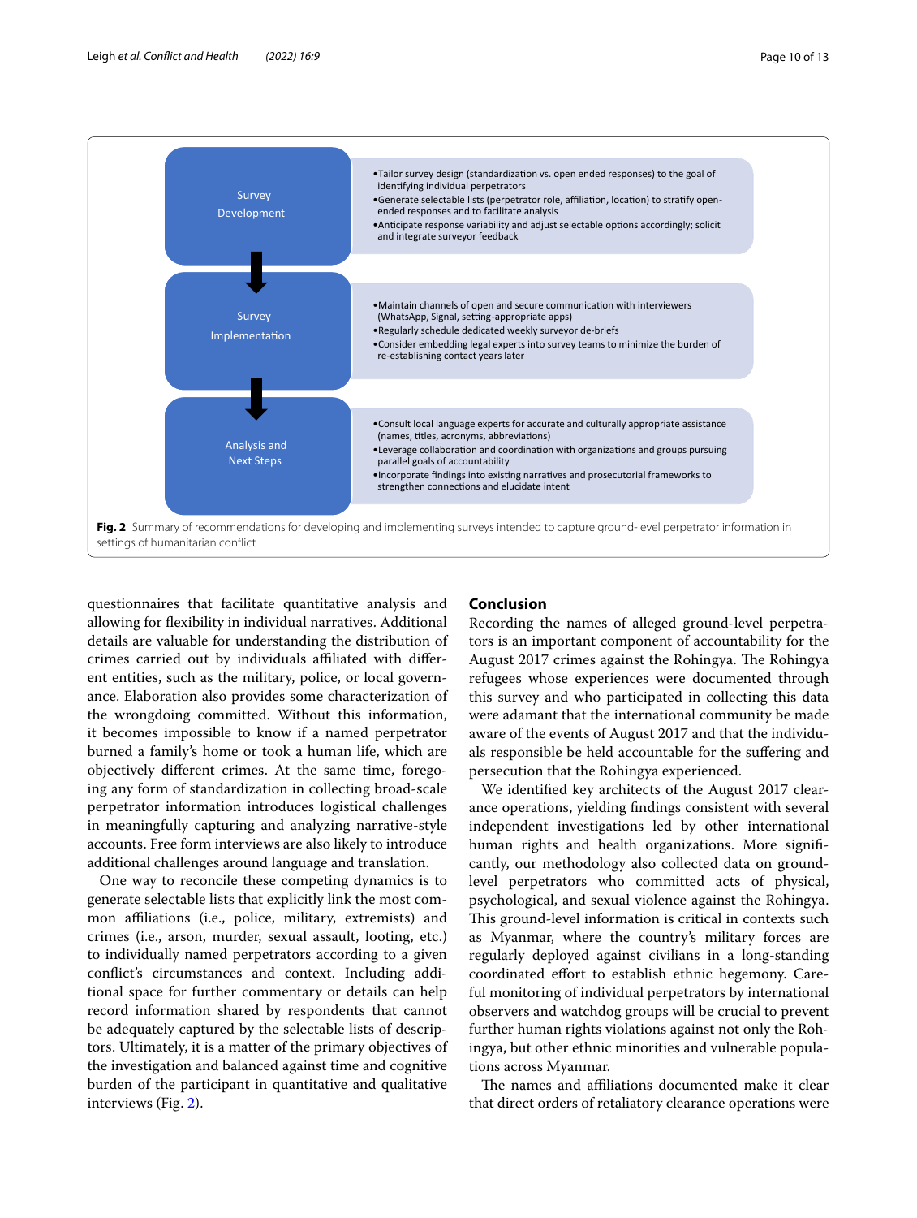**Survey Development**

- Tailor survey design (standardization vs. open ended responses) to the goal of identifying individual perpetrators
- Generate selectable lists (perpetrator role, affiliation, location) to stratify open-ended responses and to facilitate analysis
- Anticipate response variability and adjust selectable options accordingly; solicit and integrate surveyor feedback

**Survey Implementation**

- Maintain channels of open and secure communication with interviewers (WhatsApp, Signal, setting-appropriate apps)
- Regularly schedule dedicated weekly surveyor de-briefs
- Consider embedding legal experts into survey teams to minimize the burden of re-establishing contact years later

**Analysis and Next Steps**

- Consult local language experts for accurate and culturally appropriate assistance (names, titles, acronyms, abbreviations)
- Leverage collaboration and coordination with organizations and groups pursuing parallel goals of accountability
- Incorporate findings into existing narratives and prosecutorial frameworks to strengthen connections and elucidate intent

**Fig. 2** Summary of recommendations for developing and implementing surveys intended to capture ground-level perpetrator information in settings of humanitarian conflict

questionnaires that facilitate quantitative analysis and allowing for flexibility in individual narratives. Additional details are valuable for understanding the distribution of crimes carried out by individuals affiliated with different entities, such as the military, police, or local governance. Elaboration also provides some characterization of the wrongdoing committed. Without this information, it becomes impossible to know if a named perpetrator burned a family's home or took a human life, which are objectively different crimes. At the same time, foregoing any form of standardization in collecting broad-scale perpetrator information introduces logistical challenges in meaningfully capturing and analyzing narrative-style accounts. Free form interviews are also likely to introduce additional challenges around language and translation.

One way to reconcile these competing dynamics is to generate selectable lists that explicitly link the most common affiliations (i.e., police, military, extremists) and crimes (i.e., arson, murder, sexual assault, looting, etc.) to individually named perpetrators according to a given conflict's circumstances and context. Including additional space for further commentary or details can help record information shared by respondents that cannot be adequately captured by the selectable lists of descriptors. Ultimately, it is a matter of the primary objectives of the investigation and balanced against time and cognitive burden of the participant in quantitative and qualitative interviews (Fig. 2).

## Conclusion

Recording the names of alleged ground-level perpetrators is an important component of accountability for the August 2017 crimes against the Rohingya. The Rohingya refugees whose experiences were documented through this survey and who participated in collecting this data were adamant that the international community be made aware of the events of August 2017 and that the individuals responsible be held accountable for the suffering and persecution that the Rohingya experienced.

We identified key architects of the August 2017 clearance operations, yielding findings consistent with several independent investigations led by other international human rights and health organizations. More significantly, our methodology also collected data on ground-level perpetrators who committed acts of physical, psychological, and sexual violence against the Rohingya. This ground-level information is critical in contexts such as Myanmar, where the country's military forces are regularly deployed against civilians in a long-standing coordinated effort to establish ethnic hegemony. Careful monitoring of individual perpetrators by international observers and watchdog groups will be crucial to prevent further human rights violations against not only the Rohingya, but other ethnic minorities and vulnerable populations across Myanmar.

The names and affiliations documented make it clear that direct orders of retaliatory clearance operations were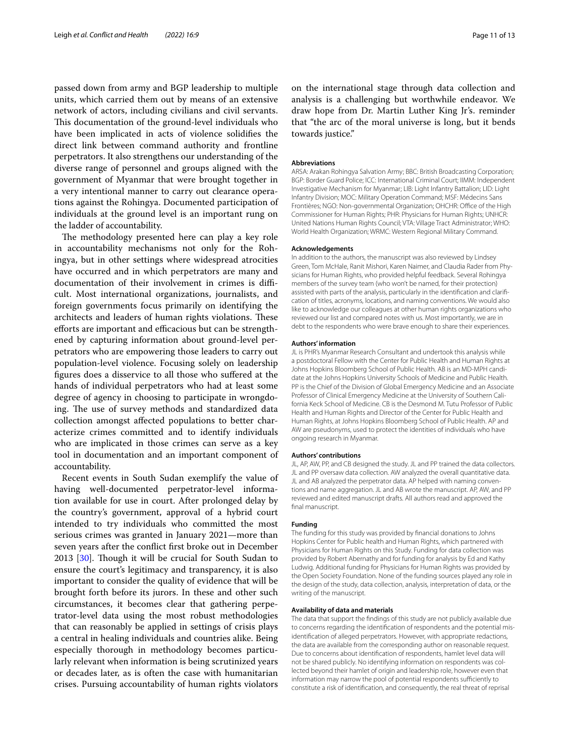passed down from army and BGP leadership to multiple units, which carried them out by means of an extensive network of actors, including civilians and civil servants. This documentation of the ground-level individuals who have been implicated in acts of violence solidifies the direct link between command authority and frontline perpetrators. It also strengthens our understanding of the diverse range of personnel and groups aligned with the government of Myanmar that were brought together in a very intentional manner to carry out clearance operations against the Rohingya. Documented participation of individuals at the ground level is an important rung on the ladder of accountability.

The methodology presented here can play a key role in accountability mechanisms not only for the Rohingya, but in other settings where widespread atrocities have occurred and in which perpetrators are many and documentation of their involvement in crimes is difficult. Most international organizations, journalists, and foreign governments focus primarily on identifying the architects and leaders of human rights violations. These efforts are important and efficacious but can be strengthened by capturing information about ground-level perpetrators who are empowering those leaders to carry out population-level violence. Focusing solely on leadership figures does a disservice to all those who suffered at the hands of individual perpetrators who had at least some degree of agency in choosing to participate in wrongdoing. The use of survey methods and standardized data collection amongst affected populations to better characterize crimes committed and to identify individuals who are implicated in those crimes can serve as a key tool in documentation and an important component of accountability.

Recent events in South Sudan exemplify the value of having well-documented perpetrator-level information available for use in court. After prolonged delay by the country's government, approval of a hybrid court intended to try individuals who committed the most serious crimes was granted in January 2021—more than seven years after the conflict first broke out in December 2013 [30]. Though it will be crucial for South Sudan to ensure the court's legitimacy and transparency, it is also important to consider the quality of evidence that will be brought forth before its jurors. In these and other such circumstances, it becomes clear that gathering perpetrator-level data using the most robust methodologies that can reasonably be applied in settings of crisis plays a central in healing individuals and countries alike. Being especially thorough in methodology becomes particularly relevant when information is being scrutinized years or decades later, as is often the case with humanitarian crises. Pursuing accountability of human rights violators on the international stage through data collection and analysis is a challenging but worthwhile endeavor. We draw hope from Dr. Martin Luther King Jr's. reminder that "the arc of the moral universe is long, but it bends towards justice."

#### Abbreviations

ARSA: Arakan Rohingya Salvation Army; BBC: British Broadcasting Corporation; BGP: Border Guard Police; ICC: International Criminal Court; IIMM: Independent Investigative Mechanism for Myanmar; LIB: Light Infantry Battalion; LID: Light Infantry Division; MOC: Military Operation Command; MSF: Médecins Sans Frontières; NGO: Non-governmental Organization; OHCHR: Office of the High Commissioner for Human Rights; PHR: Physicians for Human Rights; UNHCR: United Nations Human Rights Council; VTA: Village Tract Administrator; WHO: World Health Organization; WRMC: Western Regional Military Command.

#### Acknowledgements

In addition to the authors, the manuscript was also reviewed by Lindsey Green, Tom McHale, Ranit Mishori, Karen Naimer, and Claudia Rader from Physicians for Human Rights, who provided helpful feedback. Several Rohingya members of the survey team (who won't be named, for their protection) assisted with parts of the analysis, particularly in the identification and clarification of titles, acronyms, locations, and naming conventions. We would also like to acknowledge our colleagues at other human rights organizations who reviewed our list and compared notes with us. Most importantly, we are in debt to the respondents who were brave enough to share their experiences.

#### Authors' information

JL is PHR's Myanmar Research Consultant and undertook this analysis while a postdoctoral Fellow with the Center for Public Health and Human Rights at Johns Hopkins Bloomberg School of Public Health. AB is an MD-MPH candidate at the Johns Hopkins University Schools of Medicine and Public Health. PP is the Chief of the Division of Global Emergency Medicine and an Associate Professor of Clinical Emergency Medicine at the University of Southern California Keck School of Medicine. CB is the Desmond M. Tutu Professor of Public Health and Human Rights and Director of the Center for Public Health and Human Rights, at Johns Hopkins Bloomberg School of Public Health. AP and AW are pseudonyms, used to protect the identities of individuals who have ongoing research in Myanmar.

#### Authors' contributions

JL, AP, AW, PP, and CB designed the study. JL and PP trained the data collectors. JL and PP oversaw data collection. AW analyzed the overall quantitative data. JL and AB analyzed the perpetrator data. AP helped with naming conventions and name aggregation. JL and AB wrote the manuscript. AP, AW, and PP reviewed and edited manuscript drafts. All authors read and approved the final manuscript.

#### Funding

The funding for this study was provided by financial donations to Johns Hopkins Center for Public health and Human Rights, which partnered with Physicians for Human Rights on this Study. Funding for data collection was provided by Robert Abernathy and for funding for analysis by Ed and Kathy Ludwig. Additional funding for Physicians for Human Rights was provided by the Open Society Foundation. None of the funding sources played any role in the design of the study, data collection, analysis, interpretation of data, or the writing of the manuscript.

#### Availability of data and materials

The data that support the findings of this study are not publicly available due to concerns regarding the identification of respondents and the potential misidentification of alleged perpetrators. However, with appropriate redactions, the data are available from the corresponding author on reasonable request. Due to concerns about identification of respondents, hamlet level data will not be shared publicly. No identifying information on respondents was collected beyond their hamlet of origin and leadership role, however even that information may narrow the pool of potential respondents sufficiently to constitute a risk of identification, and consequently, the real threat of reprisal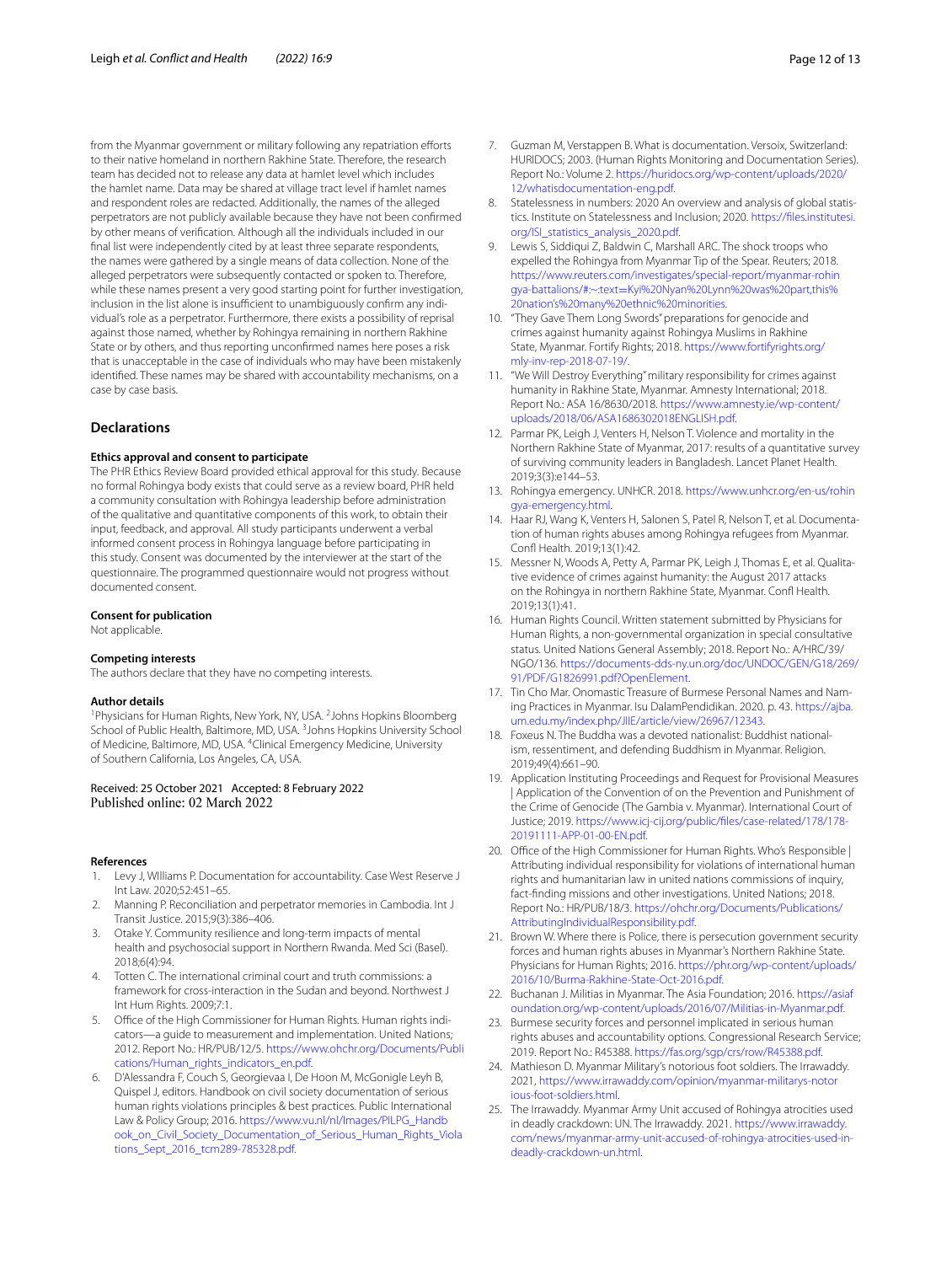from the Myanmar government or military following any repatriation efforts to their native homeland in northern Rakhine State. Therefore, the research team has decided not to release any data at hamlet level which includes the hamlet name. Data may be shared at village tract level if hamlet names and respondent roles are redacted. Additionally, the names of the alleged perpetrators are not publicly available because they have not been confirmed by other means of verification. Although all the individuals included in our final list were independently cited by at least three separate respondents, the names were gathered by a single means of data collection. None of the alleged perpetrators were subsequently contacted or spoken to. Therefore, while these names present a very good starting point for further investigation, inclusion in the list alone is insufficient to unambiguously confirm any individual's role as a perpetrator. Furthermore, there exists a possibility of reprisal against those named, whether by Rohingya remaining in northern Rakhine State or by others, and thus reporting unconfirmed names here poses a risk that is unacceptable in the case of individuals who may have been mistakenly identified. These names may be shared with accountability mechanisms, on a case by case basis.

## Declarations

### Ethics approval and consent to participate

The PHR Ethics Review Board provided ethical approval for this study. Because no formal Rohingya body exists that could serve as a review board, PHR held a community consultation with Rohingya leadership before administration of the qualitative and quantitative components of this work, to obtain their input, feedback, and approval. All study participants underwent a verbal informed consent process in Rohingya language before participating in this study. Consent was documented by the interviewer at the start of the questionnaire. The programmed questionnaire would not progress without documented consent.

### Consent for publication

Not applicable.

### Competing interests

The authors declare that they have no competing interests.

### Author details

[1]Physicians for Human Rights, New York, NY, USA. [2]Johns Hopkins Bloomberg School of Public Health, Baltimore, MD, USA. [3]Johns Hopkins University School of Medicine, Baltimore, MD, USA. [4]Clinical Emergency Medicine, University of Southern California, Los Angeles, CA, USA.

Received: 25 October 2021 Accepted: 8 February 2022
Published online: 02 March 2022

### References

1. Levy J, WIlliams P. Documentation for accountability. Case West Reserve J Int Law. 2020;52:451–65.
2. Manning P. Reconciliation and perpetrator memories in Cambodia. Int J Transit Justice. 2015;9(3):386–406.
3. Otake Y. Community resilience and long-term impacts of mental health and psychosocial support in Northern Rwanda. Med Sci (Basel). 2018;6(4):94.
4. Totten C. The international criminal court and truth commissions: a framework for cross-interaction in the Sudan and beyond. Northwest J Int Hum Rights. 2009;7:1.
5. Office of the High Commissioner for Human Rights. Human rights indicators—a guide to measurement and implementation. United Nations; 2012. Report No.: HR/PUB/12/5. https://www.ohchr.org/Documents/Publications/Human_rights_indicators_en.pdf.
6. D'Alessandra F, Couch S, Georgievaa I, De Hoon M, McGonigle Leyh B, Quispel J, editors. Handbook on civil society documentation of serious human rights violations principles & best practices. Public International Law & Policy Group; 2016. https://www.vu.nl/nl/Images/PILPG_Handbook_on_Civil_Society_Documentation_of_Serious_Human_Rights_Violations_Sept_2016_tcm289-785328.pdf.
7. Guzman M, Verstappen B. What is documentation. Versoix, Switzerland: HURIDOCS; 2003. (Human Rights Monitoring and Documentation Series). Report No.: Volume 2. https://huridocs.org/wp-content/uploads/2020/12/whatisdocumentation-eng.pdf.
8. Statelessness in numbers: 2020 An overview and analysis of global statistics. Institute on Statelessness and Inclusion; 2020. https://files.institutesi.org/ISI_statistics_analysis_2020.pdf.
9. Lewis S, Siddiqui Z, Baldwin C, Marshall ARC. The shock troops who expelled the Rohingya from Myanmar Tip of the Spear. Reuters; 2018. https://www.reuters.com/investigates/special-report/myanmar-rohingya-battalions/#:~:text=Kyi%20Nyan%20Lynn%20was%20part,this%20nation's%20many%20ethnic%20minorities.
10. "They Gave Them Long Swords" preparations for genocide and crimes against humanity against Rohingya Muslims in Rakhine State, Myanmar. Fortify Rights; 2018. https://www.fortifyrights.org/mly-inv-rep-2018-07-19/.
11. "We Will Destroy Everything" military responsibility for crimes against humanity in Rakhine State, Myanmar. Amnesty International; 2018. Report No.: ASA 16/8630/2018. https://www.amnesty.ie/wp-content/uploads/2018/06/ASA1686302018ENGLISH.pdf.
12. Parmar PK, Leigh J, Venters H, Nelson T. Violence and mortality in the Northern Rakhine State of Myanmar, 2017: results of a quantitative survey of surviving community leaders in Bangladesh. Lancet Planet Health. 2019;3(3):e144–53.
13. Rohingya emergency. UNHCR. 2018. https://www.unhcr.org/en-us/rohingya-emergency.html.
14. Haar RJ, Wang K, Venters H, Salonen S, Patel R, Nelson T, et al. Documentation of human rights abuses among Rohingya refugees from Myanmar. Confl Health. 2019;13(1):42.
15. Messner N, Woods A, Petty A, Parmar PK, Leigh J, Thomas E, et al. Qualitative evidence of crimes against humanity: the August 2017 attacks on the Rohingya in northern Rakhine State, Myanmar. Confl Health. 2019;13(1):41.
16. Human Rights Council. Written statement submitted by Physicians for Human Rights, a non-governmental organization in special consultative status. United Nations General Assembly; 2018. Report No.: A/HRC/39/NGO/136. https://documents-dds-ny.un.org/doc/UNDOC/GEN/G18/269/91/PDF/G1826991.pdf?OpenElement.
17. Tin Cho Mar. Onomastic Treasure of Burmese Personal Names and Naming Practices in Myanmar. Isu DalamPendidikan. 2020. p. 43. https://ajba.um.edu.my/index.php/JIIE/article/view/26967/12343.
18. Foxeus N. The Buddha was a devoted nationalist: Buddhist nationalism, ressentiment, and defending Buddhism in Myanmar. Religion. 2019;49(4):661–90.
19. Application Instituting Proceedings and Request for Provisional Measures | Application of the Convention of on the Prevention and Punishment of the Crime of Genocide (The Gambia v. Myanmar). International Court of Justice; 2019. https://www.icj-cij.org/public/files/case-related/178/178-20191111-APP-01-00-EN.pdf.
20. Office of the High Commissioner for Human Rights. Who's Responsible | Attributing individual responsibility for violations of international human rights and humanitarian law in united nations commissions of inquiry, fact-finding missions and other investigations. United Nations; 2018. Report No.: HR/PUB/18/3. https://ohchr.org/Documents/Publications/AttributingIndividualResponsibility.pdf.
21. Brown W. Where there is Police, there is persecution government security forces and human rights abuses in Myanmar's Northern Rakhine State. Physicians for Human Rights; 2016. https://phr.org/wp-content/uploads/2016/10/Burma-Rakhine-State-Oct-2016.pdf.
22. Buchanan J. Militias in Myanmar. The Asia Foundation; 2016. https://asiafoundation.org/wp-content/uploads/2016/07/Militias-in-Myanmar.pdf.
23. Burmese security forces and personnel implicated in serious human rights abuses and accountability options. Congressional Research Service; 2019. Report No.: R45388. https://fas.org/sgp/crs/row/R45388.pdf.
24. Mathieson D. Myanmar Military's notorious foot soldiers. The Irrawaddy. 2021, https://www.irrawaddy.com/opinion/myanmar-militarys-notorious-foot-soldiers.html.
25. The Irrawaddy. Myanmar Army Unit accused of Rohingya atrocities used in deadly crackdown: UN. The Irrawaddy. 2021. https://www.irrawaddy.com/news/myanmar-army-unit-accused-of-rohingya-atrocities-used-in-deadly-crackdown-un.html.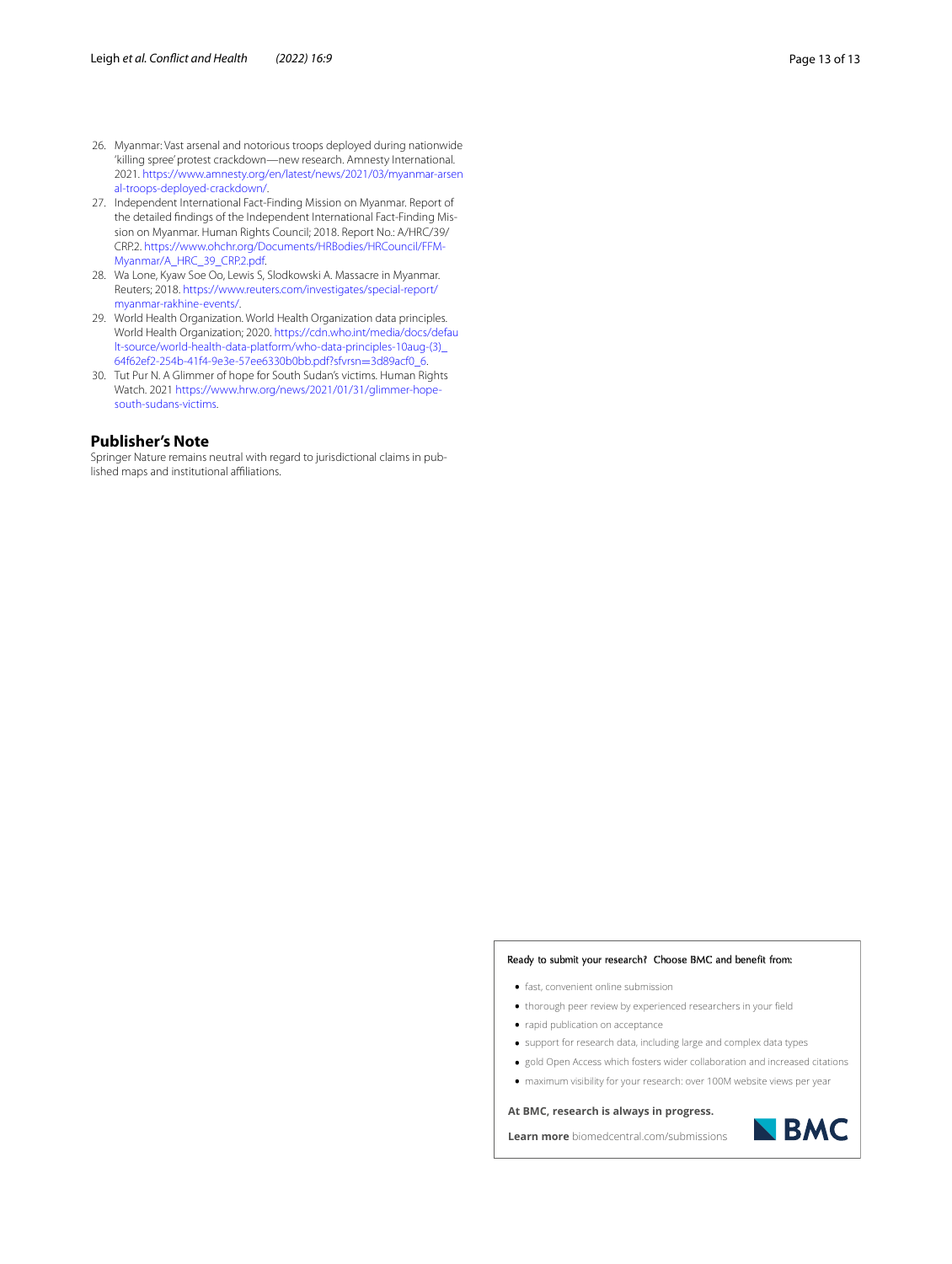26. Myanmar: Vast arsenal and notorious troops deployed during nationwide 'killing spree' protest crackdown—new research. Amnesty International. 2021. https://www.amnesty.org/en/latest/news/2021/03/myanmar-arsenal-troops-deployed-crackdown/.
27. Independent International Fact-Finding Mission on Myanmar. Report of the detailed findings of the Independent International Fact-Finding Mission on Myanmar. Human Rights Council; 2018. Report No.: A/HRC/39/CRP.2. https://www.ohchr.org/Documents/HRBodies/HRCouncil/FFM-Myanmar/A_HRC_39_CRP.2.pdf.
28. Wa Lone, Kyaw Soe Oo, Lewis S, Slodkowski A. Massacre in Myanmar. Reuters; 2018. https://www.reuters.com/investigates/special-report/myanmar-rakhine-events/.
29. World Health Organization. World Health Organization data principles. World Health Organization; 2020. https://cdn.who.int/media/docs/default-source/world-health-data-platform/who-data-principles-10aug-(3)_64f62ef2-254b-41f4-9e3e-57ee6330b0bb.pdf?sfvrsn=3d89acf0_6.
30. Tut Pur N. A Glimmer of hope for South Sudan's victims. Human Rights Watch. 2021 https://www.hrw.org/news/2021/01/31/glimmer-hope-south-sudans-victims.

## Publisher's Note

Springer Nature remains neutral with regard to jurisdictional claims in published maps and institutional affiliations.

Ready to submit your research? Choose BMC and benefit from:

- fast, convenient online submission
- thorough peer review by experienced researchers in your field
- rapid publication on acceptance
- support for research data, including large and complex data types
- gold Open Access which fosters wider collaboration and increased citations
- maximum visibility for your research: over 100M website views per year

**At BMC, research is always in progress.**

**Learn more** biomedcentral.com/submissions

BMC